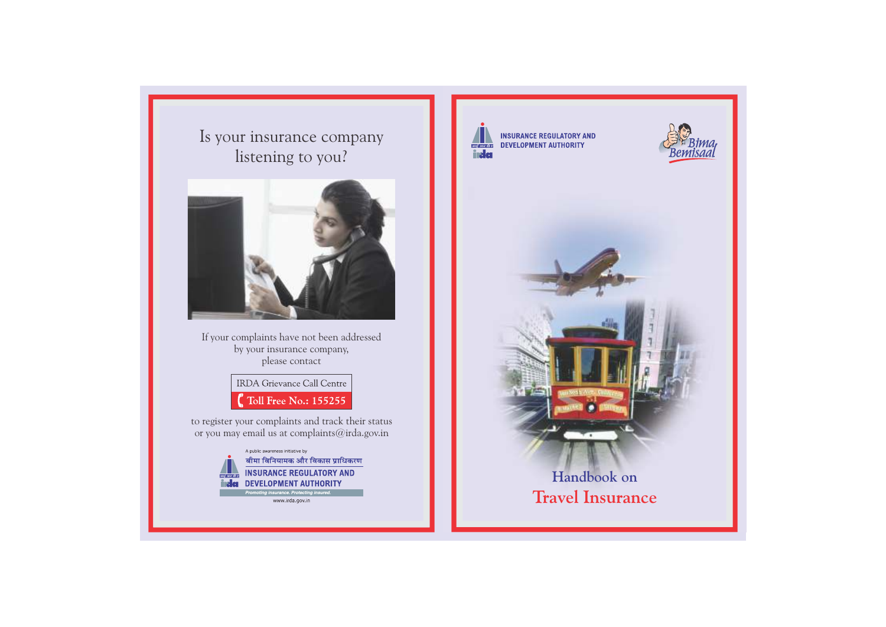# Is your insurance company listening to you?

If your complaints have not been addressed by your insurance company, please contact

**IRDA Grievance Call Centre**
**Toll Free No.: 155255**

to register your complaints and track their status or you may email us at complaints@irda.gov.in

A public awareness initiative by

बीमा विनियामक और विकास प्राधिकरण

**INSURANCE REGULATORY AND DEVELOPMENT AUTHORITY**

*Promoting insurance. Protecting insured.*

www.irda.gov.in

---

**INSURANCE REGULATORY AND DEVELOPMENT AUTHORITY**

Bima Bemisaal

# Handbook on Travel Insurance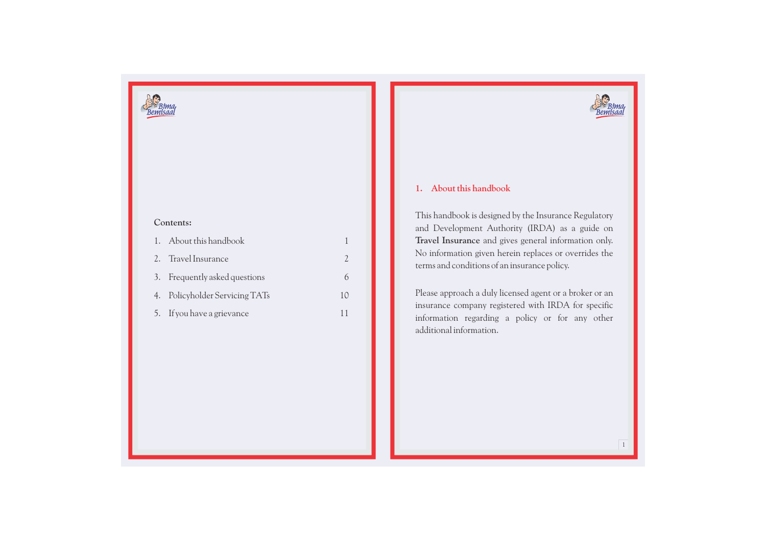**Contents:**

| | | |
|---|---|---|
| 1. | About this handbook | 1 |
| 2. | Travel Insurance | 2 |
| 3. | Frequently asked questions | 6 |
| 4. | Policyholder Servicing TATs | 10 |
| 5. | If you have a grievance | 11 |

## 1. About this handbook

This handbook is designed by the Insurance Regulatory and Development Authority (IRDA) as a guide on **Travel Insurance** and gives general information only. No information given herein replaces or overrides the terms and conditions of an insurance policy.

Please approach a duly licensed agent or a broker or an insurance company registered with IRDA for specific information regarding a policy or for any other additional information.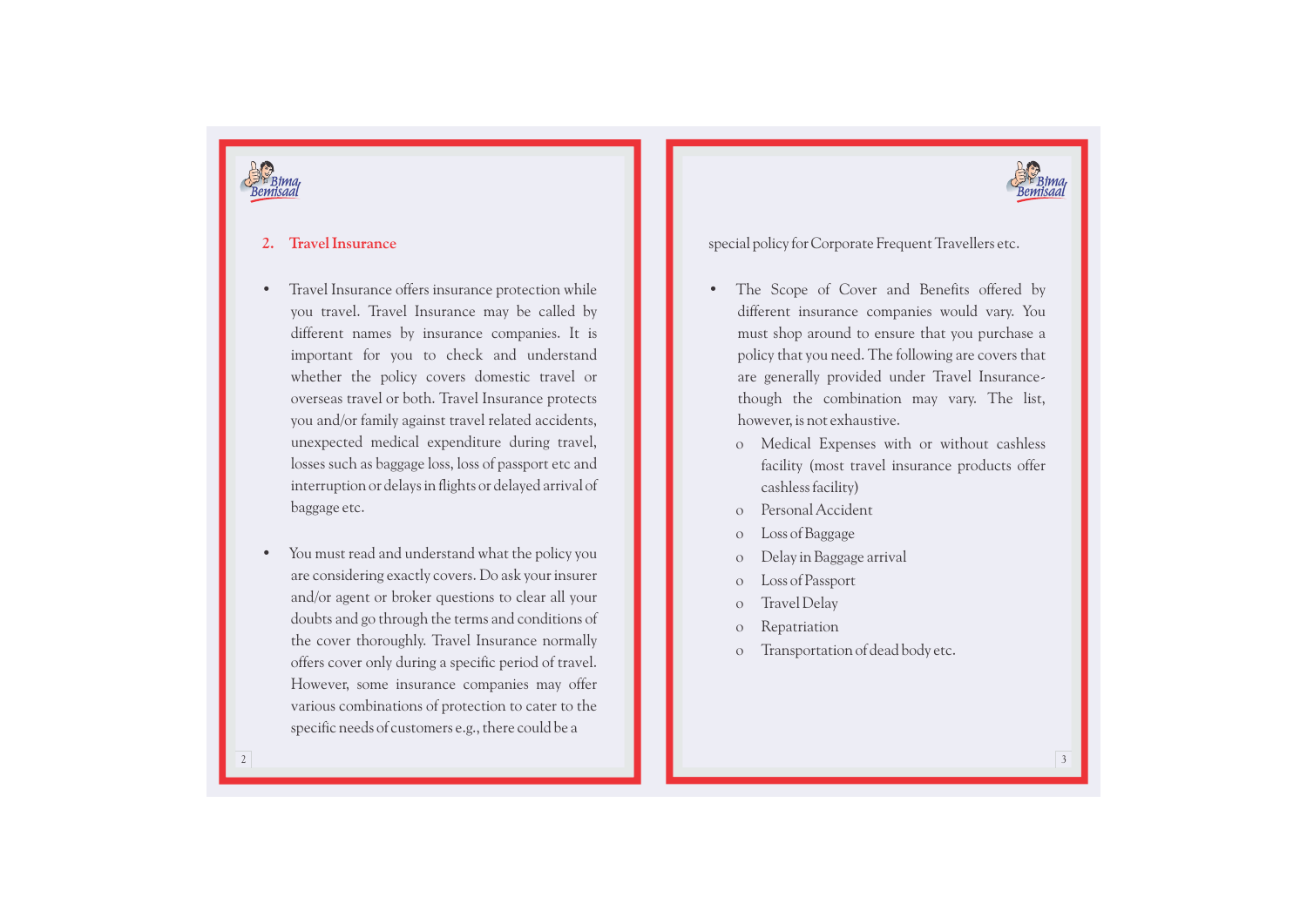## 2. Travel Insurance

- Travel Insurance offers insurance protection while you travel. Travel Insurance may be called by different names by insurance companies. It is important for you to check and understand whether the policy covers domestic travel or overseas travel or both. Travel Insurance protects you and/or family against travel related accidents, unexpected medical expenditure during travel, losses such as baggage loss, loss of passport etc and interruption or delays in flights or delayed arrival of baggage etc.

- You must read and understand what the policy you are considering exactly covers. Do ask your insurer and/or agent or broker questions to clear all your doubts and go through the terms and conditions of the cover thoroughly. Travel Insurance normally offers cover only during a specific period of travel. However, some insurance companies may offer various combinations of protection to cater to the specific needs of customers e.g., there could be a special policy for Corporate Frequent Travellers etc.

- The Scope of Cover and Benefits offered by different insurance companies would vary. You must shop around to ensure that you purchase a policy that you need. The following are covers that are generally provided under Travel Insurance-though the combination may vary. The list, however, is not exhaustive.
  - Medical Expenses with or without cashless facility (most travel insurance products offer cashless facility)
  - Personal Accident
  - Loss of Baggage
  - Delay in Baggage arrival
  - Loss of Passport
  - Travel Delay
  - Repatriation
  - Transportation of dead body etc.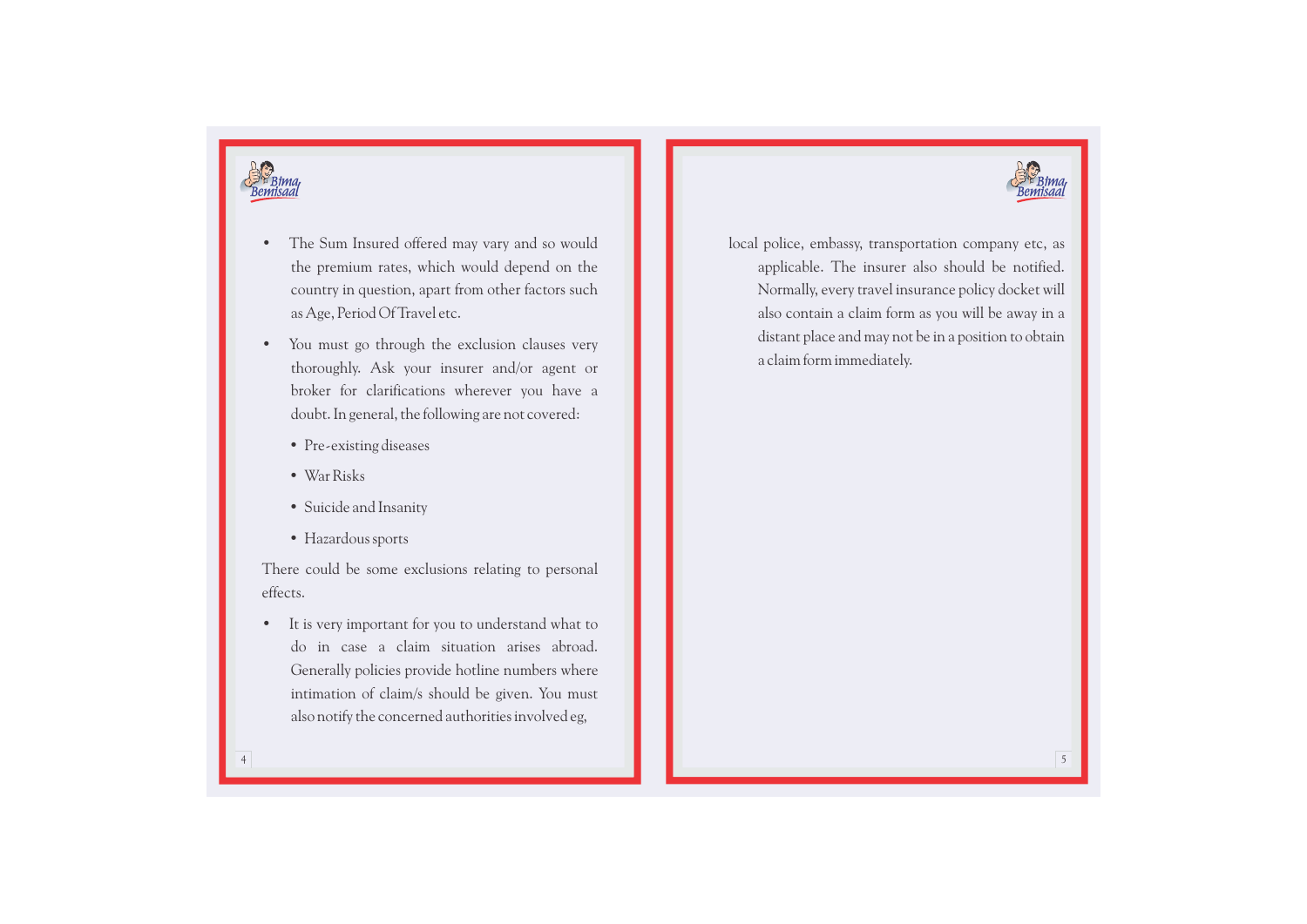- The Sum Insured offered may vary and so would the premium rates, which would depend on the country in question, apart from other factors such as Age, Period Of Travel etc.

- You must go through the exclusion clauses very thoroughly. Ask your insurer and/or agent or broker for clarifications wherever you have a doubt. In general, the following are not covered:

  - Pre-existing diseases
  - War Risks
  - Suicide and Insanity
  - Hazardous sports

There could be some exclusions relating to personal effects.

- It is very important for you to understand what to do in case a claim situation arises abroad. Generally policies provide hotline numbers where intimation of claim/s should be given. You must also notify the concerned authorities involved eg, local police, embassy, transportation company etc, as applicable. The insurer also should be notified. Normally, every travel insurance policy docket will also contain a claim form as you will be away in a distant place and may not be in a position to obtain a claim form immediately.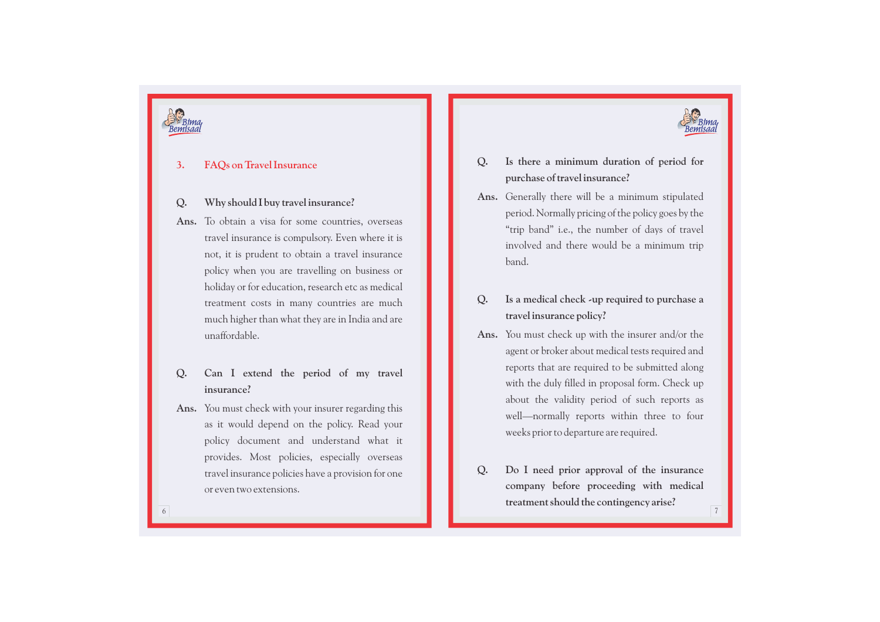## 3. FAQs on Travel Insurance

**Q. Why should I buy travel insurance?**

**Ans.** To obtain a visa for some countries, overseas travel insurance is compulsory. Even where it is not, it is prudent to obtain a travel insurance policy when you are travelling on business or holiday or for education, research etc as medical treatment costs in many countries are much much higher than what they are in India and are unaffordable.

**Q. Can I extend the period of my travel insurance?**

**Ans.** You must check with your insurer regarding this as it would depend on the policy. Read your policy document and understand what it provides. Most policies, especially overseas travel insurance policies have a provision for one or even two extensions.

**Q. Is there a minimum duration of period for purchase of travel insurance?**

**Ans.** Generally there will be a minimum stipulated period. Normally pricing of the policy goes by the "trip band" i.e., the number of days of travel involved and there would be a minimum trip band.

**Q. Is a medical check -up required to purchase a travel insurance policy?**

**Ans.** You must check up with the insurer and/or the agent or broker about medical tests required and reports that are required to be submitted along with the duly filled in proposal form. Check up about the validity period of such reports as well—normally reports within three to four weeks prior to departure are required.

**Q. Do I need prior approval of the insurance company before proceeding with medical treatment should the contingency arise?**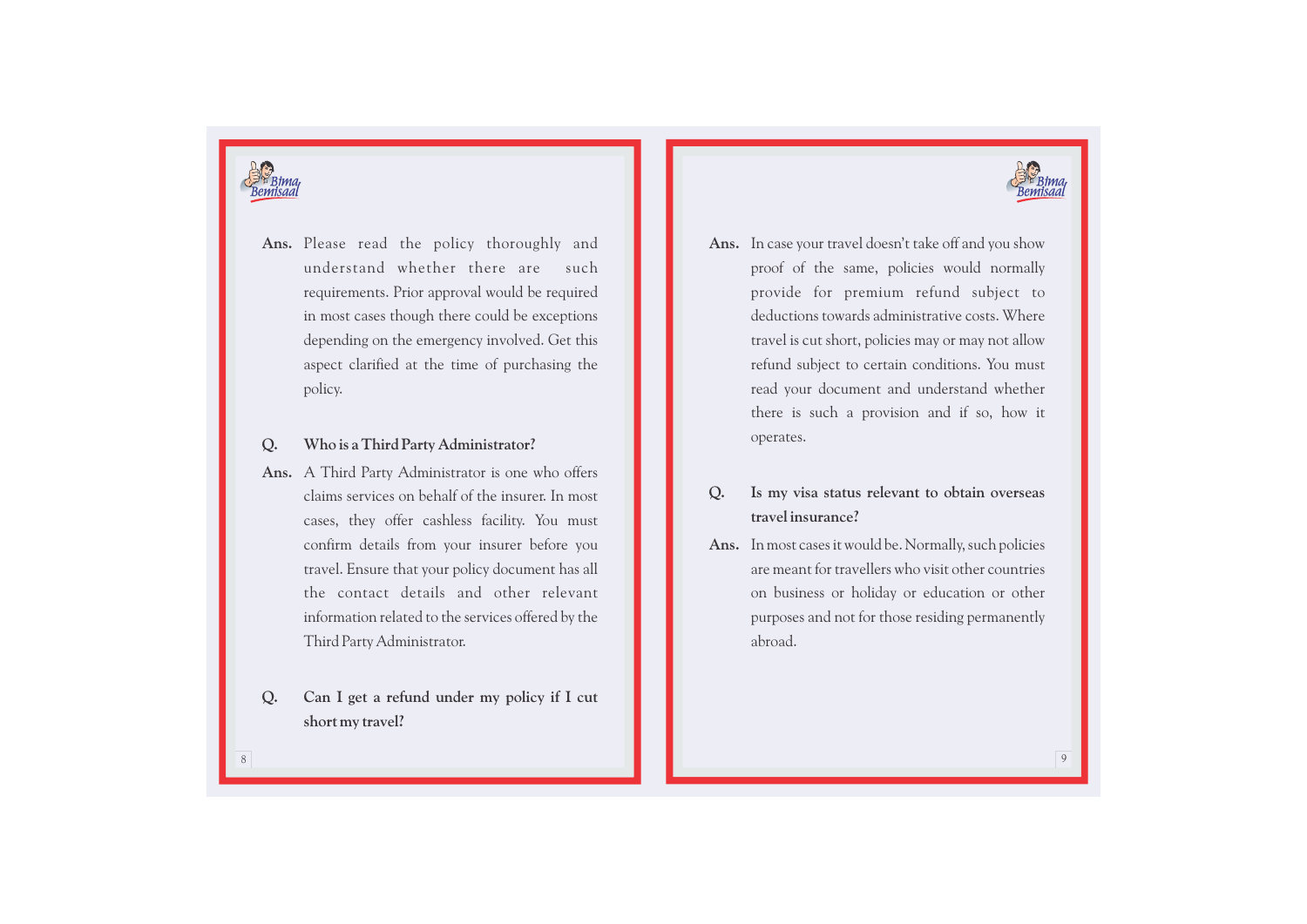**Ans.** Please read the policy thoroughly and understand whether there are such requirements. Prior approval would be required in most cases though there could be exceptions depending on the emergency involved. Get this aspect clarified at the time of purchasing the policy.

**Q. Who is a Third Party Administrator?**

**Ans.** A Third Party Administrator is one who offers claims services on behalf of the insurer. In most cases, they offer cashless facility. You must confirm details from your insurer before you travel. Ensure that your policy document has all the contact details and other relevant information related to the services offered by the Third Party Administrator.

**Q. Can I get a refund under my policy if I cut short my travel?**

**Ans.** In case your travel doesn't take off and you show proof of the same, policies would normally provide for premium refund subject to deductions towards administrative costs. Where travel is cut short, policies may or may not allow refund subject to certain conditions. You must read your document and understand whether there is such a provision and if so, how it operates.

**Q. Is my visa status relevant to obtain overseas travel insurance?**

**Ans.** In most cases it would be. Normally, such policies are meant for travellers who visit other countries on business or holiday or education or other purposes and not for those residing permanently abroad.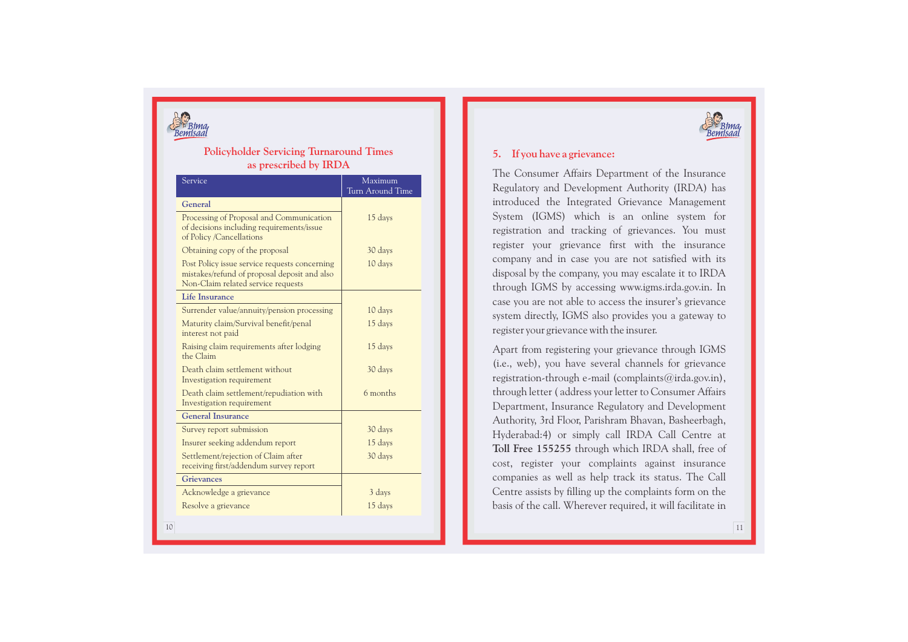## Policyholder Servicing Turnaround Times as prescribed by IRDA

| Service | Maximum Turn Around Time |
|---|---|
| **General** | |
| Processing of Proposal and Communication of decisions including requirements/issue of Policy /Cancellations | 15 days |
| Obtaining copy of the proposal | 30 days |
| Post Policy issue service requests concerning mistakes/refund of proposal deposit and also Non-Claim related service requests | 10 days |
| **Life Insurance** | |
| Surrender value/annuity/pension processing | 10 days |
| Maturity claim/Survival benefit/penal interest not paid | 15 days |
| Raising claim requirements after lodging the Claim | 15 days |
| Death claim settlement without Investigation requirement | 30 days |
| Death claim settlement/repudiation with Investigation requirement | 6 months |
| **General Insurance** | |
| Survey report submission | 30 days |
| Insurer seeking addendum report | 15 days |
| Settlement/rejection of Claim after receiving first/addendum survey report | 30 days |
| **Grievances** | |
| Acknowledge a grievance | 3 days |
| Resolve a grievance | 15 days |

## 5. If you have a grievance:

The Consumer Affairs Department of the Insurance Regulatory and Development Authority (IRDA) has introduced the Integrated Grievance Management System (IGMS) which is an online system for registration and tracking of grievances. You must register your grievance first with the insurance company and in case you are not satisfied with its disposal by the company, you may escalate it to IRDA through IGMS by accessing www.igms.irda.gov.in. In case you are not able to access the insurer's grievance system directly, IGMS also provides you a gateway to register your grievance with the insurer.

Apart from registering your grievance through IGMS (i.e., web), you have several channels for grievance registration-through e-mail (complaints@irda.gov.in), through letter ( address your letter to Consumer Affairs Department, Insurance Regulatory and Development Authority, 3rd Floor, Parishram Bhavan, Basheerbagh, Hyderabad:4) or simply call IRDA Call Centre at **Toll Free 155255** through which IRDA shall, free of cost, register your complaints against insurance companies as well as help track its status. The Call Centre assists by filling up the complaints form on the basis of the call. Wherever required, it will facilitate in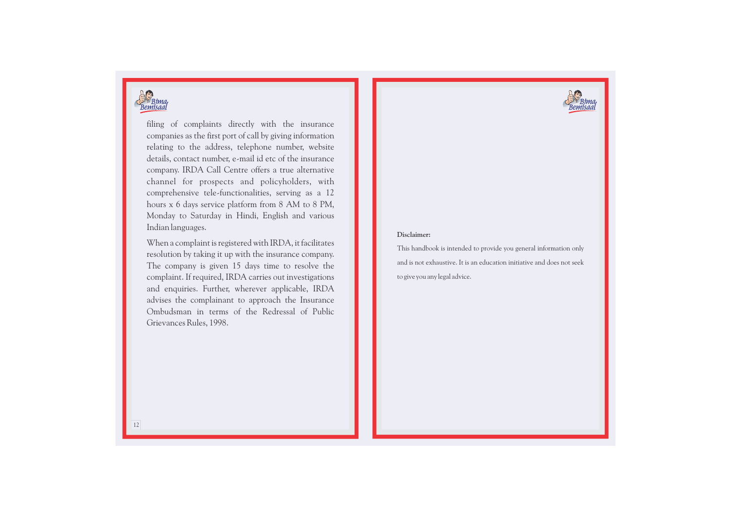filing of complaints directly with the insurance companies as the first port of call by giving information relating to the address, telephone number, website details, contact number, e-mail id etc of the insurance company. IRDA Call Centre offers a true alternative channel for prospects and policyholders, with comprehensive tele-functionalities, serving as a 12 hours x 6 days service platform from 8 AM to 8 PM, Monday to Saturday in Hindi, English and various Indian languages.

When a complaint is registered with IRDA, it facilitates resolution by taking it up with the insurance company. The company is given 15 days time to resolve the complaint. If required, IRDA carries out investigations and enquiries. Further, wherever applicable, IRDA advises the complainant to approach the Insurance Ombudsman in terms of the Redressal of Public Grievances Rules, 1998.

**Disclaimer:**

This handbook is intended to provide you general information only and is not exhaustive. It is an education initiative and does not seek to give you any legal advice.